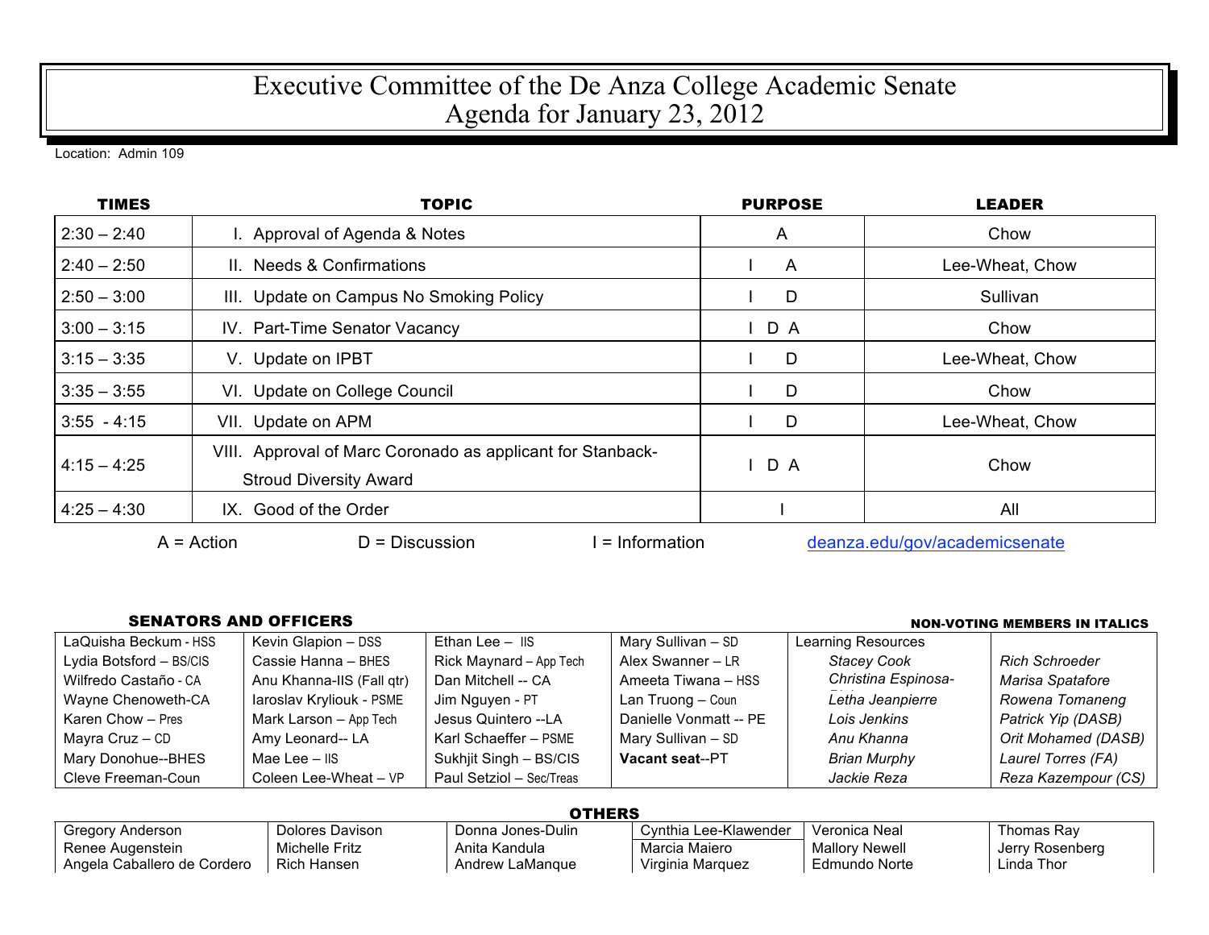# Executive Committee of the De Anza College Academic Senate
# Agenda for January 23, 2012

Location: Admin 109

| TIMES | TOPIC | PURPOSE | LEADER |
|---|---|---|---|
| 2:30 – 2:40 | I. Approval of Agenda & Notes | A | Chow |
| 2:40 – 2:50 | II. Needs & Confirmations | I A | Lee-Wheat, Chow |
| 2:50 – 3:00 | III. Update on Campus No Smoking Policy | I D | Sullivan |
| 3:00 – 3:15 | IV. Part-Time Senator Vacancy | I D A | Chow |
| 3:15 – 3:35 | V. Update on IPBT | I D | Lee-Wheat, Chow |
| 3:35 – 3:55 | VI. Update on College Council | I D | Chow |
| 3:55 - 4:15 | VII. Update on APM | I D | Lee-Wheat, Chow |
| 4:15 – 4:25 | VIII. Approval of Marc Coronado as applicant for Stanback-Stroud Diversity Award | I D A | Chow |
| 4:25 – 4:30 | IX. Good of the Order | I | All |

A = Action D = Discussion I = Information deanza.edu/gov/academicsenate

## SENATORS AND OFFICERS

NON-VOTING MEMBERS IN ITALICS

| | | | | | |
|---|---|---|---|---|---|
| LaQuisha Beckum - HSS | Kevin Glapion – DSS | Ethan Lee – IIS | Mary Sullivan – SD | Learning Resources | *Rich Schroeder* |
| Lydia Botsford – BS/CIS | Cassie Hanna – BHES | Rick Maynard – App Tech | Alex Swanner – LR | *Stacey Cook* | *Marisa Spatafore* |
| Wilfredo Castaño - CA | Anu Khanna-IIS (Fall qtr) | Dan Mitchell -- CA | Ameeta Tiwana – HSS | *Christina Espinosa-* | *Rowena Tomaneng* |
| Wayne Chenoweth-CA | Iaroslav Kryliouk - PSME | Jim Nguyen - PT | Lan Truong – Coun | *Letha Jeanpierre* | *Patrick Yip (DASB)* |
| Karen Chow – Pres | Mark Larson – App Tech | Jesus Quintero --LA | Danielle Vonmatt -- PE | *Lois Jenkins* | *Orit Mohamed (DASB)* |
| Mayra Cruz – CD | Amy Leonard-- LA | Karl Schaeffer – PSME | Mary Sullivan – SD | *Anu Khanna* | *Laurel Torres (FA)* |
| Mary Donohue--BHES | Mae Lee – IIS | Sukhjit Singh – BS/CIS | **Vacant seat**--PT | *Brian Murphy* | *Reza Kazempour (CS)* |
| Cleve Freeman-Coun | Coleen Lee-Wheat – VP | Paul Setziol – Sec/Treas | | *Jackie Reza* | |

## OTHERS

| | | | | | |
|---|---|---|---|---|---|
| Gregory Anderson | Dolores Davison | Donna Jones-Dulin | Cynthia Lee-Klawender | Veronica Neal | Thomas Ray |
| Renee Augenstein | Michelle Fritz | Anita Kandula | Marcia Maiero | Mallory Newell | Jerry Rosenberg |
| Angela Caballero de Cordero | Rich Hansen | Andrew LaManque | Virginia Marquez | Edmundo Norte | Linda Thor |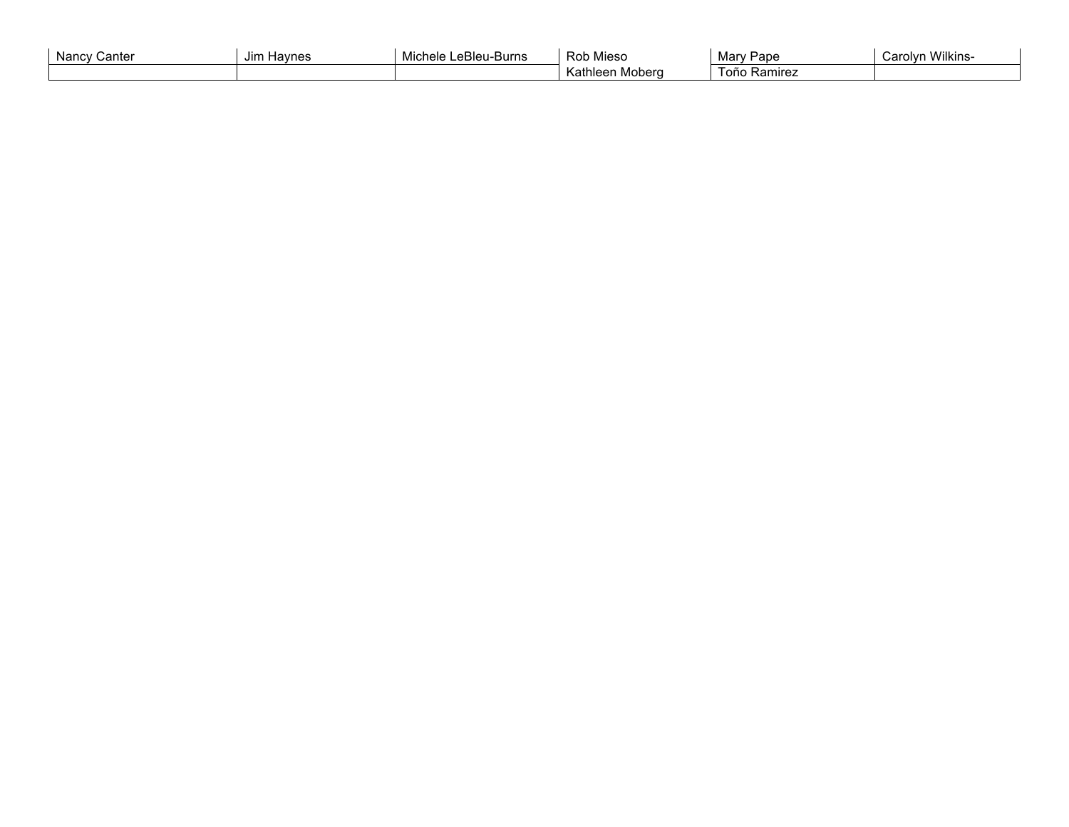| | | | | | |
|---|---|---|---|---|---|
| Nancy Canter | Jim Haynes | Michele LeBleu-Burns | Rob Mieso | Mary Pape | Carolyn Wilkins- |
| | | | Kathleen Moberg | Toño Ramirez | |